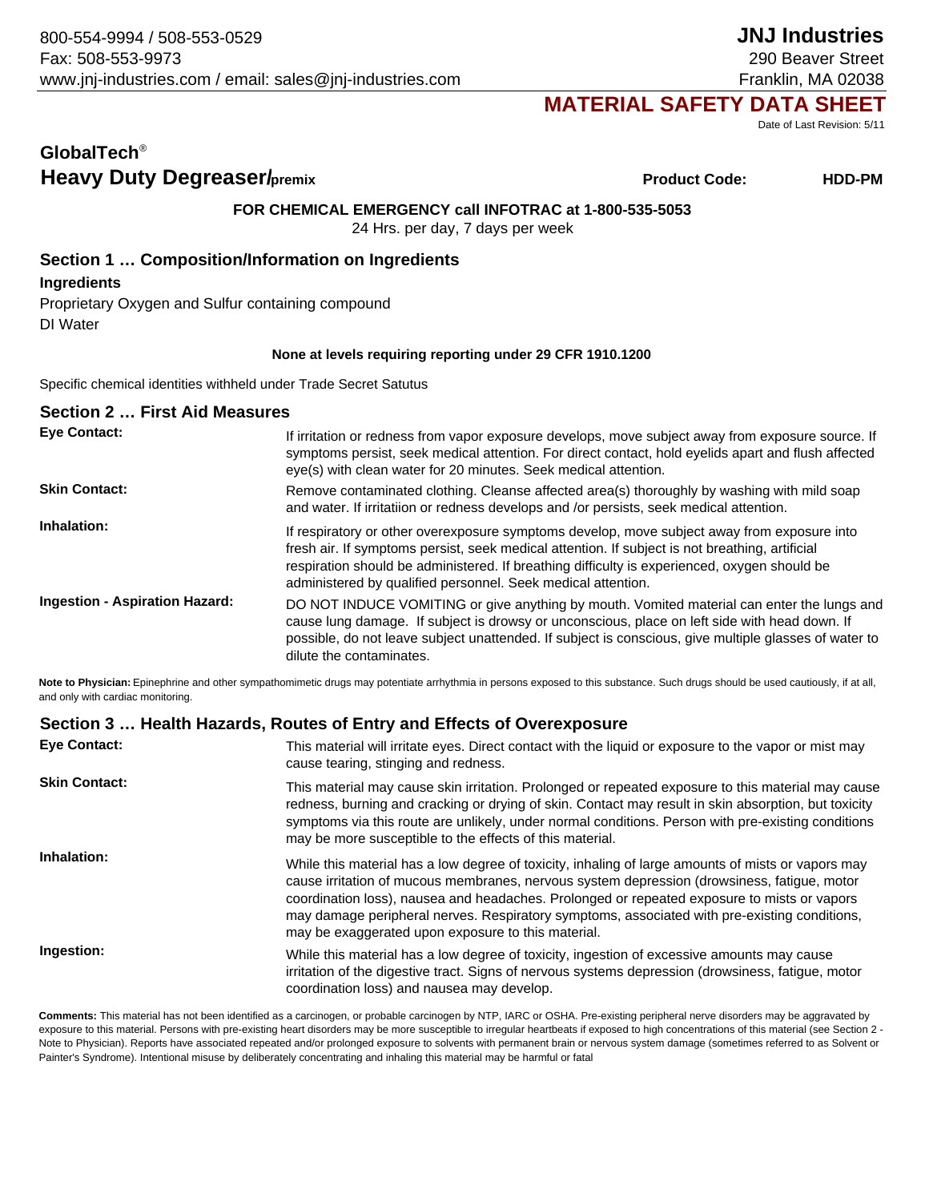800-554-9994 / 508-553-0529
Fax: 508-553-9973
www.jnj-industries.com / email: sales@jnj-industries.com

**JNJ Industries**
290 Beaver Street
Franklin, MA 02038

# MATERIAL SAFETY DATA SHEET

Date of Last Revision: 5/11

## GlobalTech®
## Heavy Duty Degreaser/premix

**Product Code:** **HDD-PM**

**FOR CHEMICAL EMERGENCY call INFOTRAC at 1-800-535-5053**
24 Hrs. per day, 7 days per week

## Section 1 … Composition/Information on Ingredients

**Ingredients**

Proprietary Oxygen and Sulfur containing compound
DI Water

**None at levels requiring reporting under 29 CFR 1910.1200**

Specific chemical identities withheld under Trade Secret Satutus

## Section 2 … First Aid Measures

**Eye Contact:** If irritation or redness from vapor exposure develops, move subject away from exposure source. If symptoms persist, seek medical attention. For direct contact, hold eyelids apart and flush affected eye(s) with clean water for 20 minutes. Seek medical attention.

**Skin Contact:** Remove contaminated clothing. Cleanse affected area(s) thoroughly by washing with mild soap and water. If irritatiion or redness develops and /or persists, seek medical attention.

**Inhalation:** If respiratory or other overexposure symptoms develop, move subject away from exposure into fresh air. If symptoms persist, seek medical attention. If subject is not breathing, artificial respiration should be administered. If breathing difficulty is experienced, oxygen should be administered by qualified personnel. Seek medical attention.

**Ingestion - Aspiration Hazard:** DO NOT INDUCE VOMITING or give anything by mouth. Vomited material can enter the lungs and cause lung damage. If subject is drowsy or unconscious, place on left side with head down. If possible, do not leave subject unattended. If subject is conscious, give multiple glasses of water to dilute the contaminates.

**Note to Physician:** Epinephrine and other sympathomimetic drugs may potentiate arrhythmia in persons exposed to this substance. Such drugs should be used cautiously, if at all, and only with cardiac monitoring.

## Section 3 … Health Hazards, Routes of Entry and Effects of Overexposure

**Eye Contact:** This material will irritate eyes. Direct contact with the liquid or exposure to the vapor or mist may cause tearing, stinging and redness.

**Skin Contact:** This material may cause skin irritation. Prolonged or repeated exposure to this material may cause redness, burning and cracking or drying of skin. Contact may result in skin absorption, but toxicity symptoms via this route are unlikely, under normal conditions. Person with pre-existing conditions may be more susceptible to the effects of this material.

**Inhalation:** While this material has a low degree of toxicity, inhaling of large amounts of mists or vapors may cause irritation of mucous membranes, nervous system depression (drowsiness, fatigue, motor coordination loss), nausea and headaches. Prolonged or repeated exposure to mists or vapors may damage peripheral nerves. Respiratory symptoms, associated with pre-existing conditions, may be exaggerated upon exposure to this material.

**Ingestion:** While this material has a low degree of toxicity, ingestion of excessive amounts may cause irritation of the digestive tract. Signs of nervous systems depression (drowsiness, fatigue, motor coordination loss) and nausea may develop.

**Comments:** This material has not been identified as a carcinogen, or probable carcinogen by NTP, IARC or OSHA. Pre-existing peripheral nerve disorders may be aggravated by exposure to this material. Persons with pre-existing heart disorders may be more susceptible to irregular heartbeats if exposed to high concentrations of this material (see Section 2 - Note to Physician). Reports have associated repeated and/or prolonged exposure to solvents with permanent brain or nervous system damage (sometimes referred to as Solvent or Painter's Syndrome). Intentional misuse by deliberately concentrating and inhaling this material may be harmful or fatal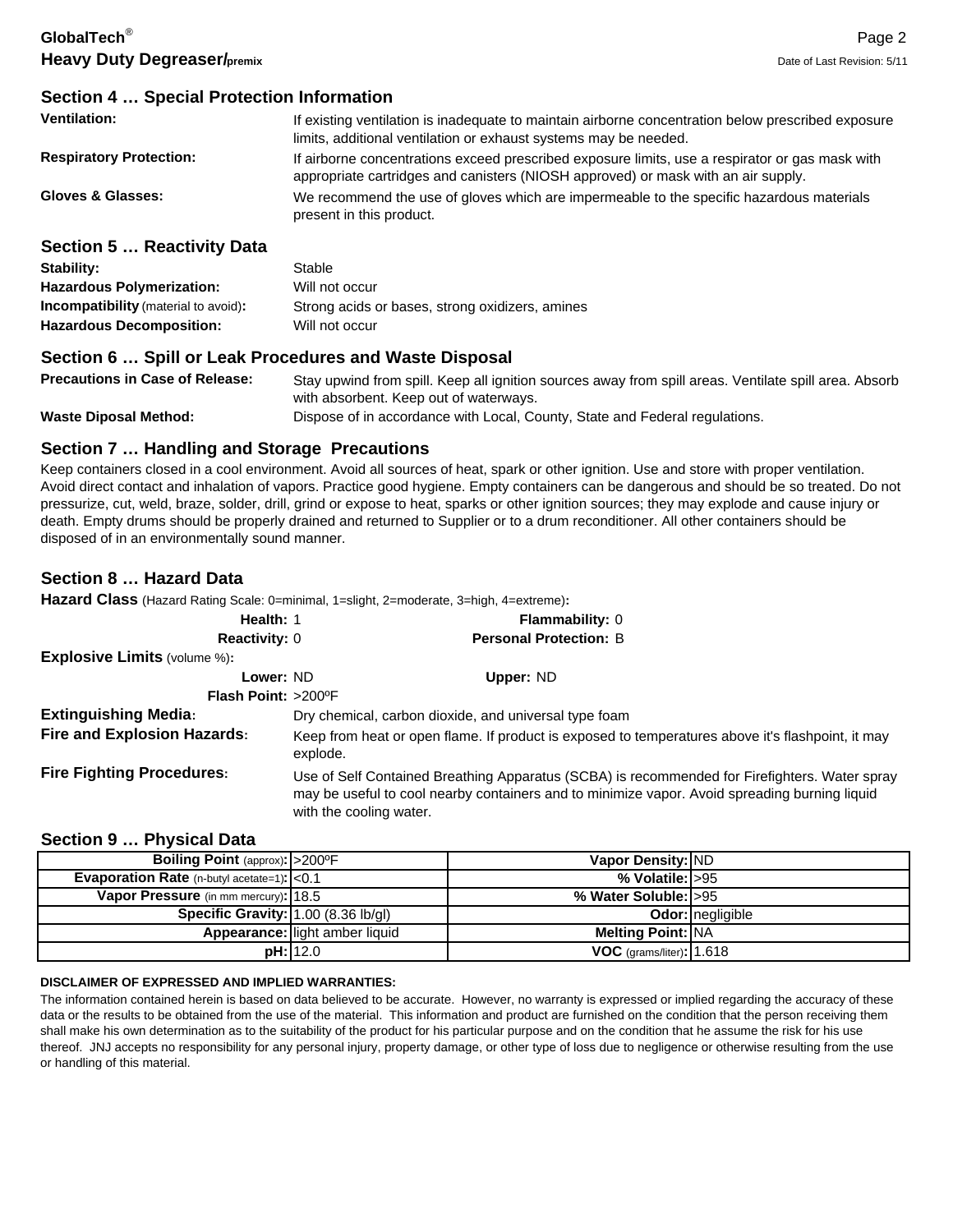## Section 4 … Special Protection Information

**Ventilation:** If existing ventilation is inadequate to maintain airborne concentration below prescribed exposure limits, additional ventilation or exhaust systems may be needed.

**Respiratory Protection:** If airborne concentrations exceed prescribed exposure limits, use a respirator or gas mask with appropriate cartridges and canisters (NIOSH approved) or mask with an air supply.

**Gloves & Glasses:** We recommend the use of gloves which are impermeable to the specific hazardous materials present in this product.

## Section 5 … Reactivity Data

**Stability:** Stable

**Hazardous Polymerization:** Will not occur

**Incompatibility** (material to avoid)**:** Strong acids or bases, strong oxidizers, amines

**Hazardous Decomposition:** Will not occur

## Section 6 … Spill or Leak Procedures and Waste Disposal

**Precautions in Case of Release:** Stay upwind from spill. Keep all ignition sources away from spill areas. Ventilate spill area. Absorb with absorbent. Keep out of waterways.

**Waste Diposal Method:** Dispose of in accordance with Local, County, State and Federal regulations.

## Section 7 … Handling and Storage Precautions

Keep containers closed in a cool environment. Avoid all sources of heat, spark or other ignition. Use and store with proper ventilation. Avoid direct contact and inhalation of vapors. Practice good hygiene. Empty containers can be dangerous and should be so treated. Do not pressurize, cut, weld, braze, solder, drill, grind or expose to heat, sparks or other ignition sources; they may explode and cause injury or death. Empty drums should be properly drained and returned to Supplier or to a drum reconditioner. All other containers should be disposed of in an environmentally sound manner.

## Section 8 … Hazard Data

**Hazard Class** (Hazard Rating Scale: 0=minimal, 1=slight, 2=moderate, 3=high, 4=extreme)**:**

**Health:** 1 **Flammability:** 0

**Reactivity:** 0 **Personal Protection:** B

**Explosive Limits** (volume %)**:**

**Lower:** ND **Upper:** ND

**Flash Point:** >200ºF

**Extinguishing Media:** Dry chemical, carbon dioxide, and universal type foam

**Fire and Explosion Hazards:** Keep from heat or open flame. If product is exposed to temperatures above it's flashpoint, it may explode.

**Fire Fighting Procedures:** Use of Self Contained Breathing Apparatus (SCBA) is recommended for Firefighters. Water spray may be useful to cool nearby containers and to minimize vapor. Avoid spreading burning liquid with the cooling water.

## Section 9 … Physical Data

| | | | |
|---|---|---|---|
| **Boiling Point** (approx)**:** | >200ºF | **Vapor Density:** | ND |
| **Evaporation Rate** (n-butyl acetate=1)**:** | <0.1 | **% Volatile:** | >95 |
| **Vapor Pressure** (in mm mercury)**:** | 18.5 | **% Water Soluble:** | >95 |
| **Specific Gravity:** | 1.00 (8.36 lb/gl) | **Odor:** | negligible |
| **Appearance:** | light amber liquid | **Melting Point:** | NA |
| **pH:** | 12.0 | **VOC** (grams/liter)**:** | 1.618 |

**DISCLAIMER OF EXPRESSED AND IMPLIED WARRANTIES:**

The information contained herein is based on data believed to be accurate. However, no warranty is expressed or implied regarding the accuracy of these data or the results to be obtained from the use of the material. This information and product are furnished on the condition that the person receiving them shall make his own determination as to the suitability of the product for his particular purpose and on the condition that he assume the risk for his use thereof. JNJ accepts no responsibility for any personal injury, property damage, or other type of loss due to negligence or otherwise resulting from the use or handling of this material.